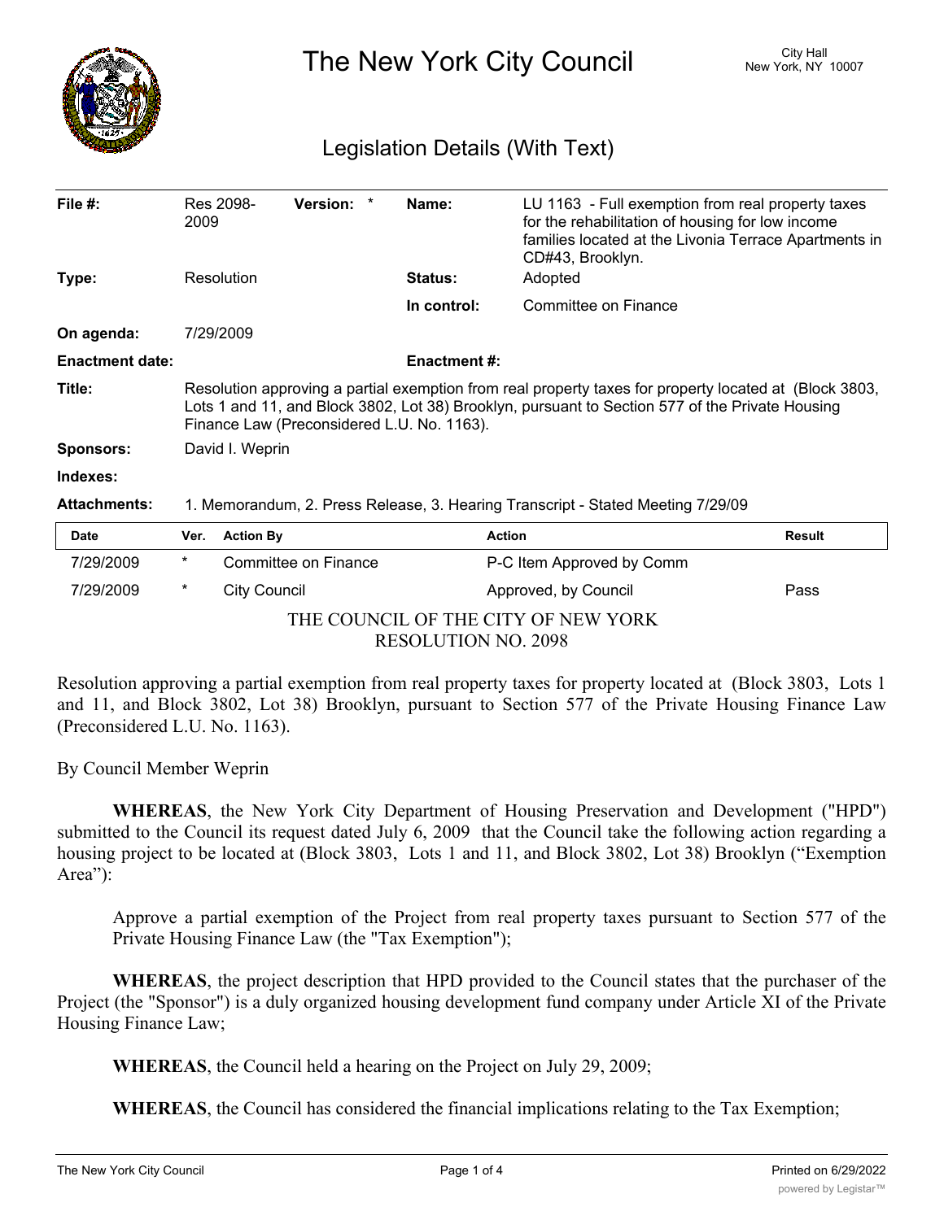# The New York City Council

City Hall
New York, NY 10007

## Legislation Details (With Text)

| | | | |
|---|---|---|---|
| **File #:** | Res 2098-2009 **Version:** * | **Name:** | LU 1163 - Full exemption from real property taxes for the rehabilitation of housing for low income families located at the Livonia Terrace Apartments in CD#43, Brooklyn. |
| **Type:** | Resolution | **Status:** | Adopted |
| | | **In control:** | Committee on Finance |
| **On agenda:** | 7/29/2009 | | |
| **Enactment date:** | | **Enactment #:** | |
| **Title:** | Resolution approving a partial exemption from real property taxes for property located at (Block 3803, Lots 1 and 11, and Block 3802, Lot 38) Brooklyn, pursuant to Section 577 of the Private Housing Finance Law (Preconsidered L.U. No. 1163). | | |
| **Sponsors:** | David I. Weprin | | |
| **Indexes:** | | | |
| **Attachments:** | 1. Memorandum, 2. Press Release, 3. Hearing Transcript - Stated Meeting 7/29/09 | | |

| Date | Ver. | Action By | Action | Result |
|---|---|---|---|---|
| 7/29/2009 | * | Committee on Finance | P-C Item Approved by Comm | |
| 7/29/2009 | * | City Council | Approved, by Council | Pass |

THE COUNCIL OF THE CITY OF NEW YORK
RESOLUTION NO. 2098

Resolution approving a partial exemption from real property taxes for property located at (Block 3803, Lots 1 and 11, and Block 3802, Lot 38) Brooklyn, pursuant to Section 577 of the Private Housing Finance Law (Preconsidered L.U. No. 1163).

By Council Member Weprin

**WHEREAS**, the New York City Department of Housing Preservation and Development ("HPD") submitted to the Council its request dated July 6, 2009 that the Council take the following action regarding a housing project to be located at (Block 3803, Lots 1 and 11, and Block 3802, Lot 38) Brooklyn ("Exemption Area"):

Approve a partial exemption of the Project from real property taxes pursuant to Section 577 of the Private Housing Finance Law (the "Tax Exemption");

**WHEREAS**, the project description that HPD provided to the Council states that the purchaser of the Project (the "Sponsor") is a duly organized housing development fund company under Article XI of the Private Housing Finance Law;

**WHEREAS**, the Council held a hearing on the Project on July 29, 2009;

**WHEREAS**, the Council has considered the financial implications relating to the Tax Exemption;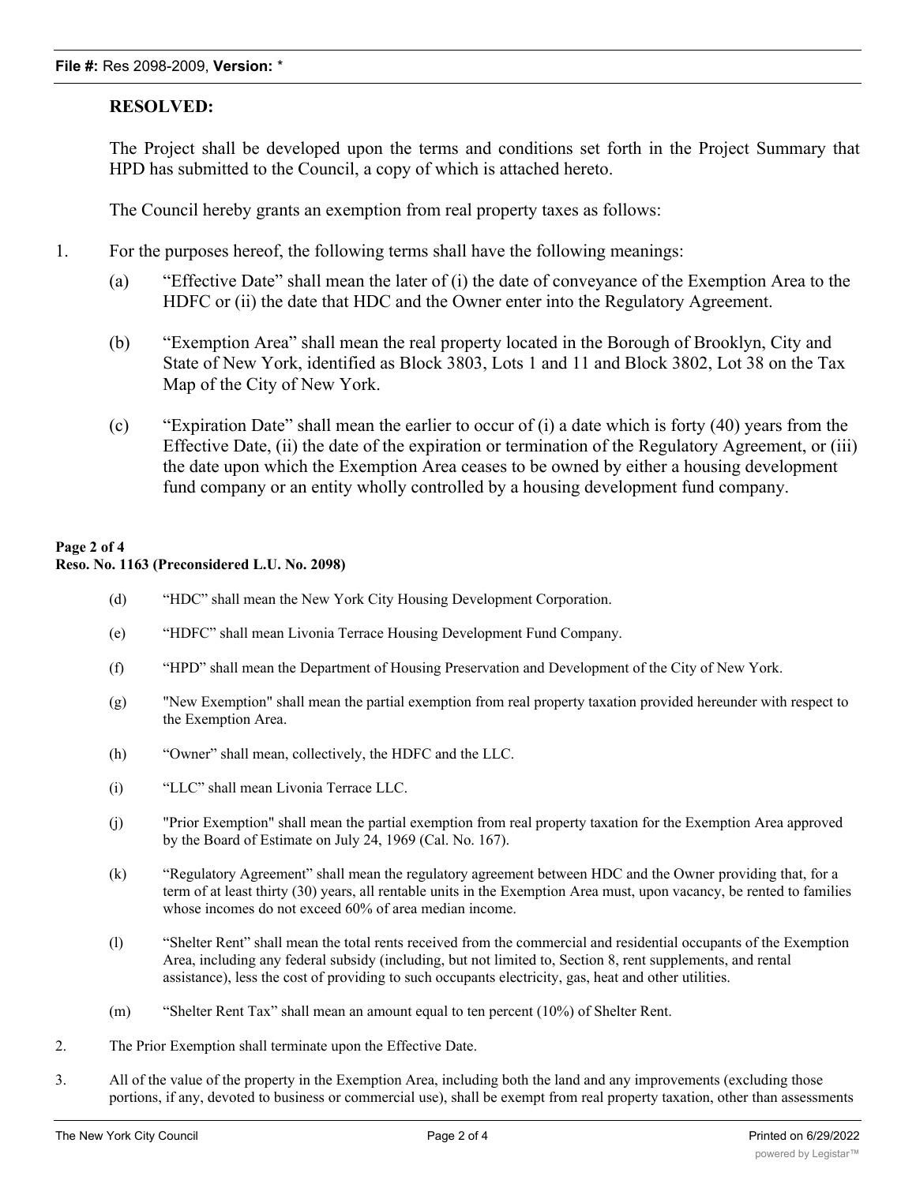**RESOLVED:**

The Project shall be developed upon the terms and conditions set forth in the Project Summary that HPD has submitted to the Council, a copy of which is attached hereto.

The Council hereby grants an exemption from real property taxes as follows:

1. For the purposes hereof, the following terms shall have the following meanings:

   (a) "Effective Date" shall mean the later of (i) the date of conveyance of the Exemption Area to the HDFC or (ii) the date that HDC and the Owner enter into the Regulatory Agreement.

   (b) "Exemption Area" shall mean the real property located in the Borough of Brooklyn, City and State of New York, identified as Block 3803, Lots 1 and 11 and Block 3802, Lot 38 on the Tax Map of the City of New York.

   (c) "Expiration Date" shall mean the earlier to occur of (i) a date which is forty (40) years from the Effective Date, (ii) the date of the expiration or termination of the Regulatory Agreement, or (iii) the date upon which the Exemption Area ceases to be owned by either a housing development fund company or an entity wholly controlled by a housing development fund company.

**Page 2 of 4**
**Reso. No. 1163 (Preconsidered L.U. No. 2098)**

   (d) "HDC" shall mean the New York City Housing Development Corporation.

   (e) "HDFC" shall mean Livonia Terrace Housing Development Fund Company.

   (f) "HPD" shall mean the Department of Housing Preservation and Development of the City of New York.

   (g) "New Exemption" shall mean the partial exemption from real property taxation provided hereunder with respect to the Exemption Area.

   (h) "Owner" shall mean, collectively, the HDFC and the LLC.

   (i) "LLC" shall mean Livonia Terrace LLC.

   (j) "Prior Exemption" shall mean the partial exemption from real property taxation for the Exemption Area approved by the Board of Estimate on July 24, 1969 (Cal. No. 167).

   (k) "Regulatory Agreement" shall mean the regulatory agreement between HDC and the Owner providing that, for a term of at least thirty (30) years, all rentable units in the Exemption Area must, upon vacancy, be rented to families whose incomes do not exceed 60% of area median income.

   (l) "Shelter Rent" shall mean the total rents received from the commercial and residential occupants of the Exemption Area, including any federal subsidy (including, but not limited to, Section 8, rent supplements, and rental assistance), less the cost of providing to such occupants electricity, gas, heat and other utilities.

   (m) "Shelter Rent Tax" shall mean an amount equal to ten percent (10%) of Shelter Rent.

2. The Prior Exemption shall terminate upon the Effective Date.

3. All of the value of the property in the Exemption Area, including both the land and any improvements (excluding those portions, if any, devoted to business or commercial use), shall be exempt from real property taxation, other than assessments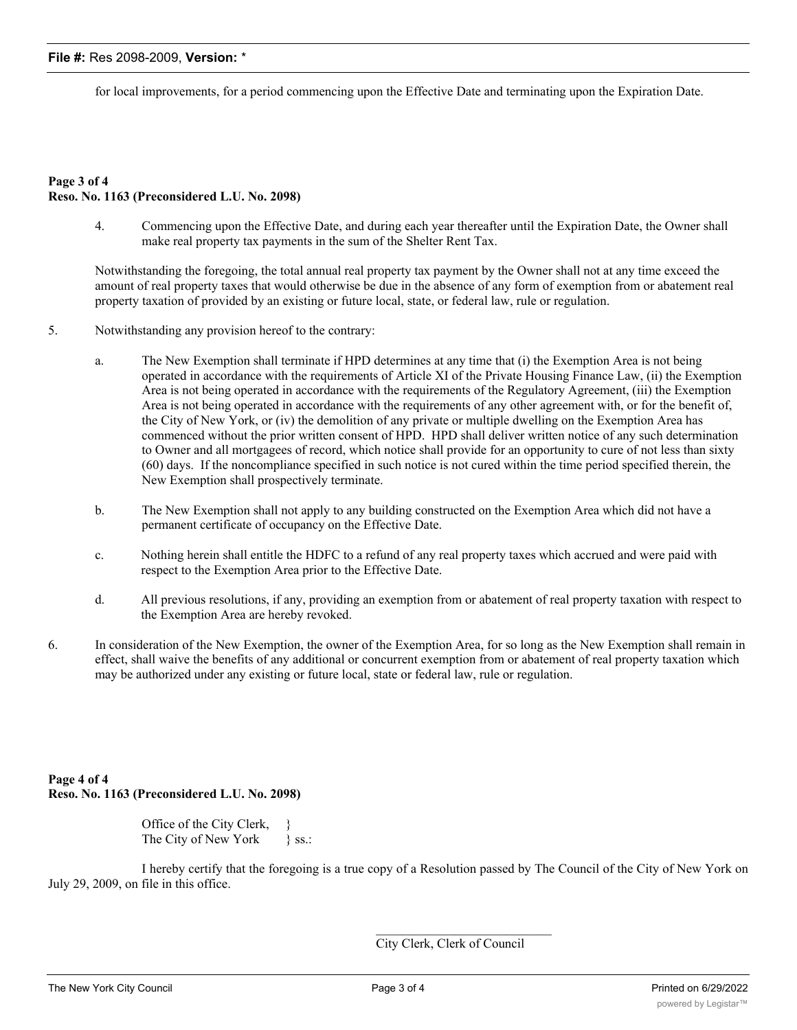for local improvements, for a period commencing upon the Effective Date and terminating upon the Expiration Date.

**Page 3 of 4**
**Reso. No. 1163 (Preconsidered L.U. No. 2098)**

4. Commencing upon the Effective Date, and during each year thereafter until the Expiration Date, the Owner shall make real property tax payments in the sum of the Shelter Rent Tax.

Notwithstanding the foregoing, the total annual real property tax payment by the Owner shall not at any time exceed the amount of real property taxes that would otherwise be due in the absence of any form of exemption from or abatement real property taxation of provided by an existing or future local, state, or federal law, rule or regulation.

5. Notwithstanding any provision hereof to the contrary:

   a. The New Exemption shall terminate if HPD determines at any time that (i) the Exemption Area is not being operated in accordance with the requirements of Article XI of the Private Housing Finance Law, (ii) the Exemption Area is not being operated in accordance with the requirements of the Regulatory Agreement, (iii) the Exemption Area is not being operated in accordance with the requirements of any other agreement with, or for the benefit of, the City of New York, or (iv) the demolition of any private or multiple dwelling on the Exemption Area has commenced without the prior written consent of HPD. HPD shall deliver written notice of any such determination to Owner and all mortgagees of record, which notice shall provide for an opportunity to cure of not less than sixty (60) days. If the noncompliance specified in such notice is not cured within the time period specified therein, the New Exemption shall prospectively terminate.

   b. The New Exemption shall not apply to any building constructed on the Exemption Area which did not have a permanent certificate of occupancy on the Effective Date.

   c. Nothing herein shall entitle the HDFC to a refund of any real property taxes which accrued and were paid with respect to the Exemption Area prior to the Effective Date.

   d. All previous resolutions, if any, providing an exemption from or abatement of real property taxation with respect to the Exemption Area are hereby revoked.

6. In consideration of the New Exemption, the owner of the Exemption Area, for so long as the New Exemption shall remain in effect, shall waive the benefits of any additional or concurrent exemption from or abatement of real property taxation which may be authorized under any existing or future local, state or federal law, rule or regulation.

**Page 4 of 4**
**Reso. No. 1163 (Preconsidered L.U. No. 2098)**

Office of the City Clerk, }
The City of New York } ss.:

I hereby certify that the foregoing is a true copy of a Resolution passed by The Council of the City of New York on July 29, 2009, on file in this office.

\_\_\_\_\_\_\_\_\_\_\_\_\_\_\_\_\_\_\_\_\_\_\_\_\_\_\_\_\_\_

City Clerk, Clerk of Council